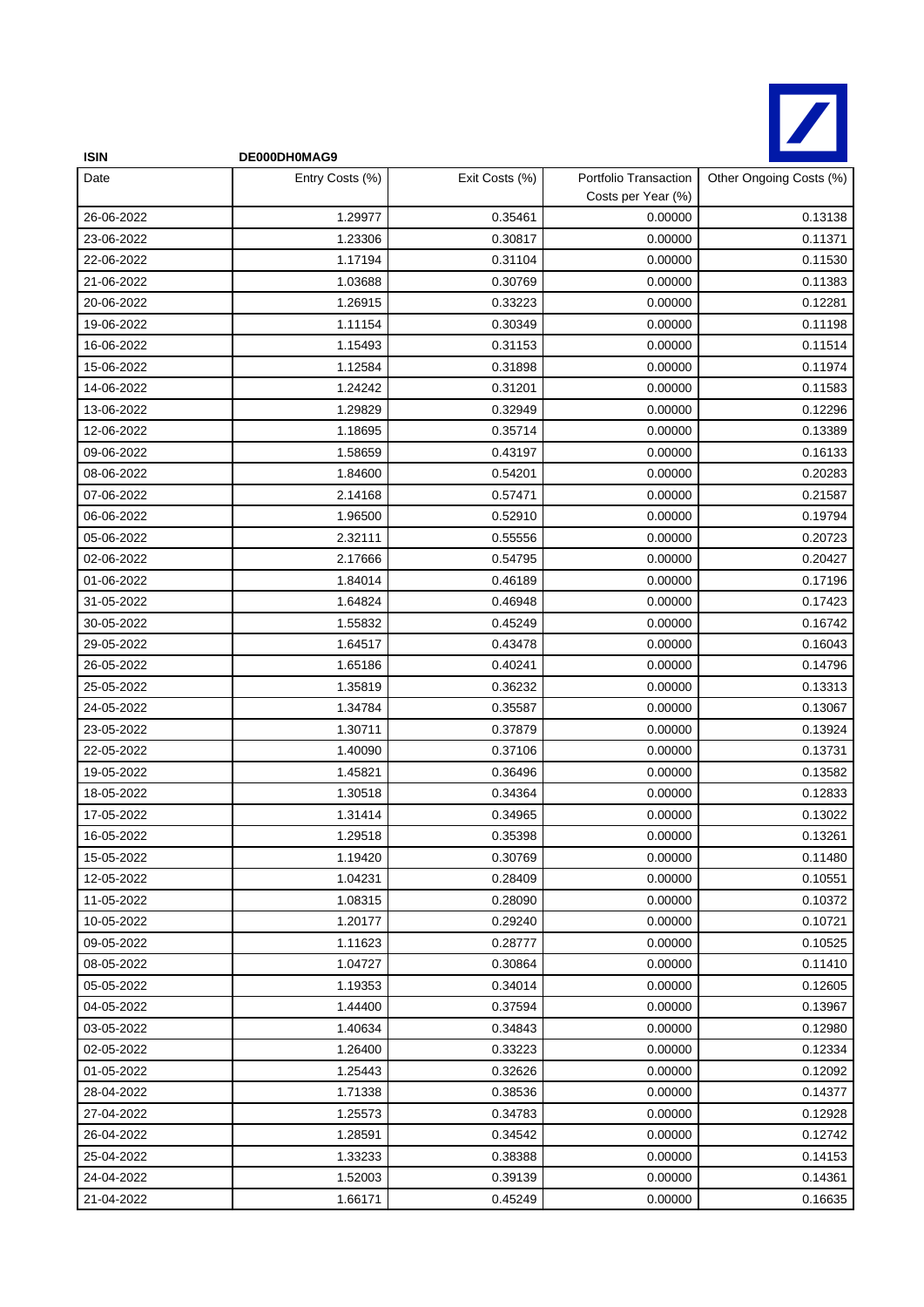**ISIN** **DE000DH0MAG9**

| Date | Entry Costs (%) | Exit Costs (%) | Portfolio Transaction Costs per Year (%) | Other Ongoing Costs (%) |
|---|---|---|---|---|
| 26-06-2022 | 1.29977 | 0.35461 | 0.00000 | 0.13138 |
| 23-06-2022 | 1.23306 | 0.30817 | 0.00000 | 0.11371 |
| 22-06-2022 | 1.17194 | 0.31104 | 0.00000 | 0.11530 |
| 21-06-2022 | 1.03688 | 0.30769 | 0.00000 | 0.11383 |
| 20-06-2022 | 1.26915 | 0.33223 | 0.00000 | 0.12281 |
| 19-06-2022 | 1.11154 | 0.30349 | 0.00000 | 0.11198 |
| 16-06-2022 | 1.15493 | 0.31153 | 0.00000 | 0.11514 |
| 15-06-2022 | 1.12584 | 0.31898 | 0.00000 | 0.11974 |
| 14-06-2022 | 1.24242 | 0.31201 | 0.00000 | 0.11583 |
| 13-06-2022 | 1.29829 | 0.32949 | 0.00000 | 0.12296 |
| 12-06-2022 | 1.18695 | 0.35714 | 0.00000 | 0.13389 |
| 09-06-2022 | 1.58659 | 0.43197 | 0.00000 | 0.16133 |
| 08-06-2022 | 1.84600 | 0.54201 | 0.00000 | 0.20283 |
| 07-06-2022 | 2.14168 | 0.57471 | 0.00000 | 0.21587 |
| 06-06-2022 | 1.96500 | 0.52910 | 0.00000 | 0.19794 |
| 05-06-2022 | 2.32111 | 0.55556 | 0.00000 | 0.20723 |
| 02-06-2022 | 2.17666 | 0.54795 | 0.00000 | 0.20427 |
| 01-06-2022 | 1.84014 | 0.46189 | 0.00000 | 0.17196 |
| 31-05-2022 | 1.64824 | 0.46948 | 0.00000 | 0.17423 |
| 30-05-2022 | 1.55832 | 0.45249 | 0.00000 | 0.16742 |
| 29-05-2022 | 1.64517 | 0.43478 | 0.00000 | 0.16043 |
| 26-05-2022 | 1.65186 | 0.40241 | 0.00000 | 0.14796 |
| 25-05-2022 | 1.35819 | 0.36232 | 0.00000 | 0.13313 |
| 24-05-2022 | 1.34784 | 0.35587 | 0.00000 | 0.13067 |
| 23-05-2022 | 1.30711 | 0.37879 | 0.00000 | 0.13924 |
| 22-05-2022 | 1.40090 | 0.37106 | 0.00000 | 0.13731 |
| 19-05-2022 | 1.45821 | 0.36496 | 0.00000 | 0.13582 |
| 18-05-2022 | 1.30518 | 0.34364 | 0.00000 | 0.12833 |
| 17-05-2022 | 1.31414 | 0.34965 | 0.00000 | 0.13022 |
| 16-05-2022 | 1.29518 | 0.35398 | 0.00000 | 0.13261 |
| 15-05-2022 | 1.19420 | 0.30769 | 0.00000 | 0.11480 |
| 12-05-2022 | 1.04231 | 0.28409 | 0.00000 | 0.10551 |
| 11-05-2022 | 1.08315 | 0.28090 | 0.00000 | 0.10372 |
| 10-05-2022 | 1.20177 | 0.29240 | 0.00000 | 0.10721 |
| 09-05-2022 | 1.11623 | 0.28777 | 0.00000 | 0.10525 |
| 08-05-2022 | 1.04727 | 0.30864 | 0.00000 | 0.11410 |
| 05-05-2022 | 1.19353 | 0.34014 | 0.00000 | 0.12605 |
| 04-05-2022 | 1.44400 | 0.37594 | 0.00000 | 0.13967 |
| 03-05-2022 | 1.40634 | 0.34843 | 0.00000 | 0.12980 |
| 02-05-2022 | 1.26400 | 0.33223 | 0.00000 | 0.12334 |
| 01-05-2022 | 1.25443 | 0.32626 | 0.00000 | 0.12092 |
| 28-04-2022 | 1.71338 | 0.38536 | 0.00000 | 0.14377 |
| 27-04-2022 | 1.25573 | 0.34783 | 0.00000 | 0.12928 |
| 26-04-2022 | 1.28591 | 0.34542 | 0.00000 | 0.12742 |
| 25-04-2022 | 1.33233 | 0.38388 | 0.00000 | 0.14153 |
| 24-04-2022 | 1.52003 | 0.39139 | 0.00000 | 0.14361 |
| 21-04-2022 | 1.66171 | 0.45249 | 0.00000 | 0.16635 |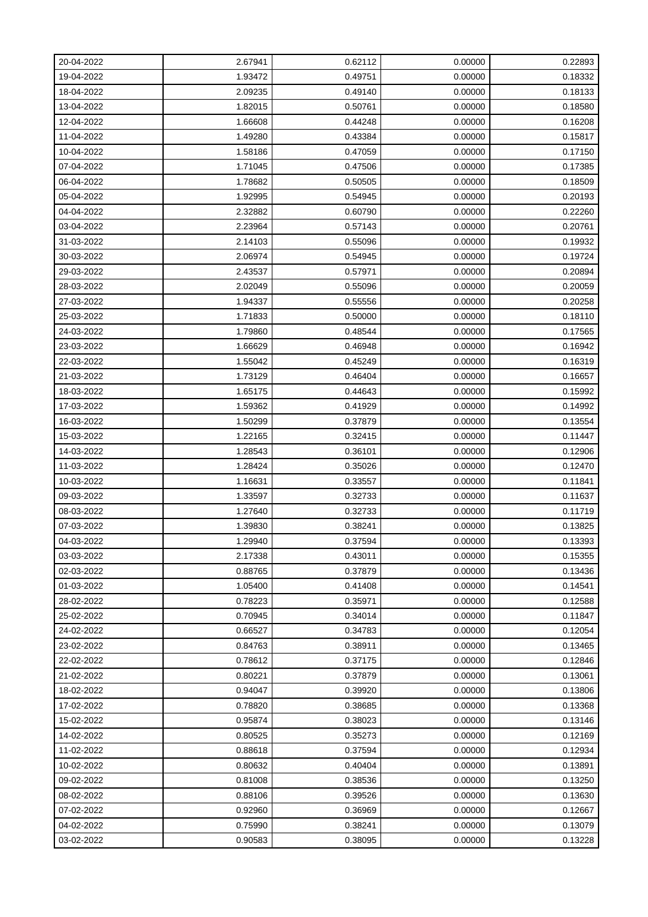| | | | | |
|---|---|---|---|---|
| 20-04-2022 | 2.67941 | 0.62112 | 0.00000 | 0.22893 |
| 19-04-2022 | 1.93472 | 0.49751 | 0.00000 | 0.18332 |
| 18-04-2022 | 2.09235 | 0.49140 | 0.00000 | 0.18133 |
| 13-04-2022 | 1.82015 | 0.50761 | 0.00000 | 0.18580 |
| 12-04-2022 | 1.66608 | 0.44248 | 0.00000 | 0.16208 |
| 11-04-2022 | 1.49280 | 0.43384 | 0.00000 | 0.15817 |
| 10-04-2022 | 1.58186 | 0.47059 | 0.00000 | 0.17150 |
| 07-04-2022 | 1.71045 | 0.47506 | 0.00000 | 0.17385 |
| 06-04-2022 | 1.78682 | 0.50505 | 0.00000 | 0.18509 |
| 05-04-2022 | 1.92995 | 0.54945 | 0.00000 | 0.20193 |
| 04-04-2022 | 2.32882 | 0.60790 | 0.00000 | 0.22260 |
| 03-04-2022 | 2.23964 | 0.57143 | 0.00000 | 0.20761 |
| 31-03-2022 | 2.14103 | 0.55096 | 0.00000 | 0.19932 |
| 30-03-2022 | 2.06974 | 0.54945 | 0.00000 | 0.19724 |
| 29-03-2022 | 2.43537 | 0.57971 | 0.00000 | 0.20894 |
| 28-03-2022 | 2.02049 | 0.55096 | 0.00000 | 0.20059 |
| 27-03-2022 | 1.94337 | 0.55556 | 0.00000 | 0.20258 |
| 25-03-2022 | 1.71833 | 0.50000 | 0.00000 | 0.18110 |
| 24-03-2022 | 1.79860 | 0.48544 | 0.00000 | 0.17565 |
| 23-03-2022 | 1.66629 | 0.46948 | 0.00000 | 0.16942 |
| 22-03-2022 | 1.55042 | 0.45249 | 0.00000 | 0.16319 |
| 21-03-2022 | 1.73129 | 0.46404 | 0.00000 | 0.16657 |
| 18-03-2022 | 1.65175 | 0.44643 | 0.00000 | 0.15992 |
| 17-03-2022 | 1.59362 | 0.41929 | 0.00000 | 0.14992 |
| 16-03-2022 | 1.50299 | 0.37879 | 0.00000 | 0.13554 |
| 15-03-2022 | 1.22165 | 0.32415 | 0.00000 | 0.11447 |
| 14-03-2022 | 1.28543 | 0.36101 | 0.00000 | 0.12906 |
| 11-03-2022 | 1.28424 | 0.35026 | 0.00000 | 0.12470 |
| 10-03-2022 | 1.16631 | 0.33557 | 0.00000 | 0.11841 |
| 09-03-2022 | 1.33597 | 0.32733 | 0.00000 | 0.11637 |
| 08-03-2022 | 1.27640 | 0.32733 | 0.00000 | 0.11719 |
| 07-03-2022 | 1.39830 | 0.38241 | 0.00000 | 0.13825 |
| 04-03-2022 | 1.29940 | 0.37594 | 0.00000 | 0.13393 |
| 03-03-2022 | 2.17338 | 0.43011 | 0.00000 | 0.15355 |
| 02-03-2022 | 0.88765 | 0.37879 | 0.00000 | 0.13436 |
| 01-03-2022 | 1.05400 | 0.41408 | 0.00000 | 0.14541 |
| 28-02-2022 | 0.78223 | 0.35971 | 0.00000 | 0.12588 |
| 25-02-2022 | 0.70945 | 0.34014 | 0.00000 | 0.11847 |
| 24-02-2022 | 0.66527 | 0.34783 | 0.00000 | 0.12054 |
| 23-02-2022 | 0.84763 | 0.38911 | 0.00000 | 0.13465 |
| 22-02-2022 | 0.78612 | 0.37175 | 0.00000 | 0.12846 |
| 21-02-2022 | 0.80221 | 0.37879 | 0.00000 | 0.13061 |
| 18-02-2022 | 0.94047 | 0.39920 | 0.00000 | 0.13806 |
| 17-02-2022 | 0.78820 | 0.38685 | 0.00000 | 0.13368 |
| 15-02-2022 | 0.95874 | 0.38023 | 0.00000 | 0.13146 |
| 14-02-2022 | 0.80525 | 0.35273 | 0.00000 | 0.12169 |
| 11-02-2022 | 0.88618 | 0.37594 | 0.00000 | 0.12934 |
| 10-02-2022 | 0.80632 | 0.40404 | 0.00000 | 0.13891 |
| 09-02-2022 | 0.81008 | 0.38536 | 0.00000 | 0.13250 |
| 08-02-2022 | 0.88106 | 0.39526 | 0.00000 | 0.13630 |
| 07-02-2022 | 0.92960 | 0.36969 | 0.00000 | 0.12667 |
| 04-02-2022 | 0.75990 | 0.38241 | 0.00000 | 0.13079 |
| 03-02-2022 | 0.90583 | 0.38095 | 0.00000 | 0.13228 |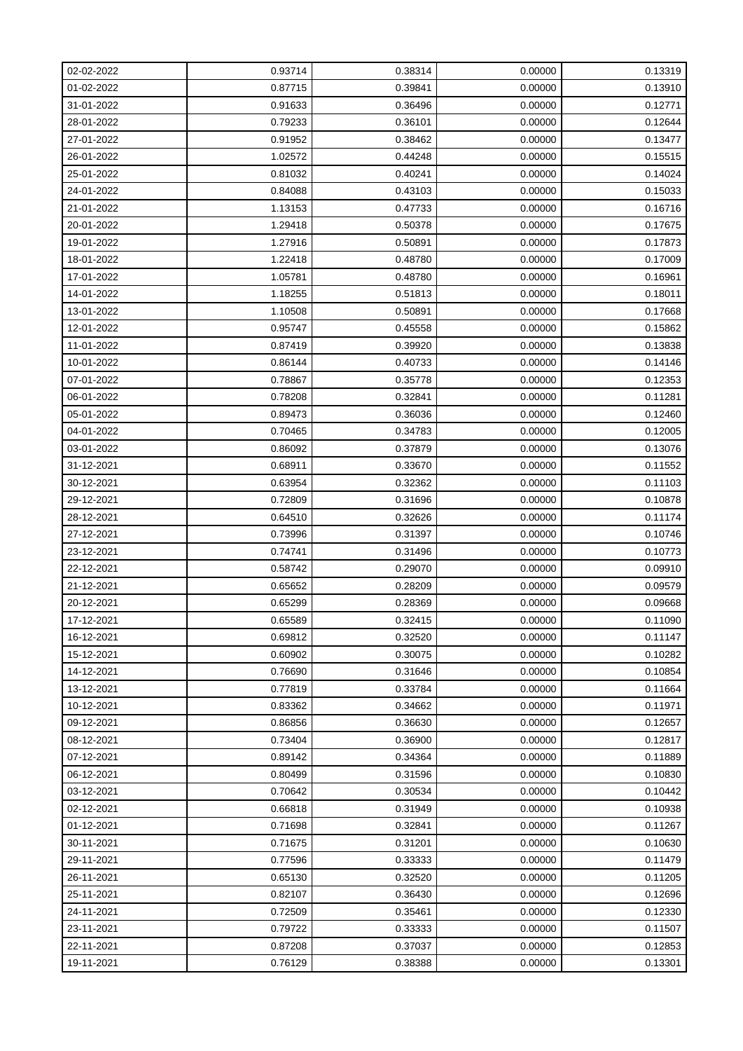| | | | | |
|---|---|---|---|---|
| 02-02-2022 | 0.93714 | 0.38314 | 0.00000 | 0.13319 |
| 01-02-2022 | 0.87715 | 0.39841 | 0.00000 | 0.13910 |
| 31-01-2022 | 0.91633 | 0.36496 | 0.00000 | 0.12771 |
| 28-01-2022 | 0.79233 | 0.36101 | 0.00000 | 0.12644 |
| 27-01-2022 | 0.91952 | 0.38462 | 0.00000 | 0.13477 |
| 26-01-2022 | 1.02572 | 0.44248 | 0.00000 | 0.15515 |
| 25-01-2022 | 0.81032 | 0.40241 | 0.00000 | 0.14024 |
| 24-01-2022 | 0.84088 | 0.43103 | 0.00000 | 0.15033 |
| 21-01-2022 | 1.13153 | 0.47733 | 0.00000 | 0.16716 |
| 20-01-2022 | 1.29418 | 0.50378 | 0.00000 | 0.17675 |
| 19-01-2022 | 1.27916 | 0.50891 | 0.00000 | 0.17873 |
| 18-01-2022 | 1.22418 | 0.48780 | 0.00000 | 0.17009 |
| 17-01-2022 | 1.05781 | 0.48780 | 0.00000 | 0.16961 |
| 14-01-2022 | 1.18255 | 0.51813 | 0.00000 | 0.18011 |
| 13-01-2022 | 1.10508 | 0.50891 | 0.00000 | 0.17668 |
| 12-01-2022 | 0.95747 | 0.45558 | 0.00000 | 0.15862 |
| 11-01-2022 | 0.87419 | 0.39920 | 0.00000 | 0.13838 |
| 10-01-2022 | 0.86144 | 0.40733 | 0.00000 | 0.14146 |
| 07-01-2022 | 0.78867 | 0.35778 | 0.00000 | 0.12353 |
| 06-01-2022 | 0.78208 | 0.32841 | 0.00000 | 0.11281 |
| 05-01-2022 | 0.89473 | 0.36036 | 0.00000 | 0.12460 |
| 04-01-2022 | 0.70465 | 0.34783 | 0.00000 | 0.12005 |
| 03-01-2022 | 0.86092 | 0.37879 | 0.00000 | 0.13076 |
| 31-12-2021 | 0.68911 | 0.33670 | 0.00000 | 0.11552 |
| 30-12-2021 | 0.63954 | 0.32362 | 0.00000 | 0.11103 |
| 29-12-2021 | 0.72809 | 0.31696 | 0.00000 | 0.10878 |
| 28-12-2021 | 0.64510 | 0.32626 | 0.00000 | 0.11174 |
| 27-12-2021 | 0.73996 | 0.31397 | 0.00000 | 0.10746 |
| 23-12-2021 | 0.74741 | 0.31496 | 0.00000 | 0.10773 |
| 22-12-2021 | 0.58742 | 0.29070 | 0.00000 | 0.09910 |
| 21-12-2021 | 0.65652 | 0.28209 | 0.00000 | 0.09579 |
| 20-12-2021 | 0.65299 | 0.28369 | 0.00000 | 0.09668 |
| 17-12-2021 | 0.65589 | 0.32415 | 0.00000 | 0.11090 |
| 16-12-2021 | 0.69812 | 0.32520 | 0.00000 | 0.11147 |
| 15-12-2021 | 0.60902 | 0.30075 | 0.00000 | 0.10282 |
| 14-12-2021 | 0.76690 | 0.31646 | 0.00000 | 0.10854 |
| 13-12-2021 | 0.77819 | 0.33784 | 0.00000 | 0.11664 |
| 10-12-2021 | 0.83362 | 0.34662 | 0.00000 | 0.11971 |
| 09-12-2021 | 0.86856 | 0.36630 | 0.00000 | 0.12657 |
| 08-12-2021 | 0.73404 | 0.36900 | 0.00000 | 0.12817 |
| 07-12-2021 | 0.89142 | 0.34364 | 0.00000 | 0.11889 |
| 06-12-2021 | 0.80499 | 0.31596 | 0.00000 | 0.10830 |
| 03-12-2021 | 0.70642 | 0.30534 | 0.00000 | 0.10442 |
| 02-12-2021 | 0.66818 | 0.31949 | 0.00000 | 0.10938 |
| 01-12-2021 | 0.71698 | 0.32841 | 0.00000 | 0.11267 |
| 30-11-2021 | 0.71675 | 0.31201 | 0.00000 | 0.10630 |
| 29-11-2021 | 0.77596 | 0.33333 | 0.00000 | 0.11479 |
| 26-11-2021 | 0.65130 | 0.32520 | 0.00000 | 0.11205 |
| 25-11-2021 | 0.82107 | 0.36430 | 0.00000 | 0.12696 |
| 24-11-2021 | 0.72509 | 0.35461 | 0.00000 | 0.12330 |
| 23-11-2021 | 0.79722 | 0.33333 | 0.00000 | 0.11507 |
| 22-11-2021 | 0.87208 | 0.37037 | 0.00000 | 0.12853 |
| 19-11-2021 | 0.76129 | 0.38388 | 0.00000 | 0.13301 |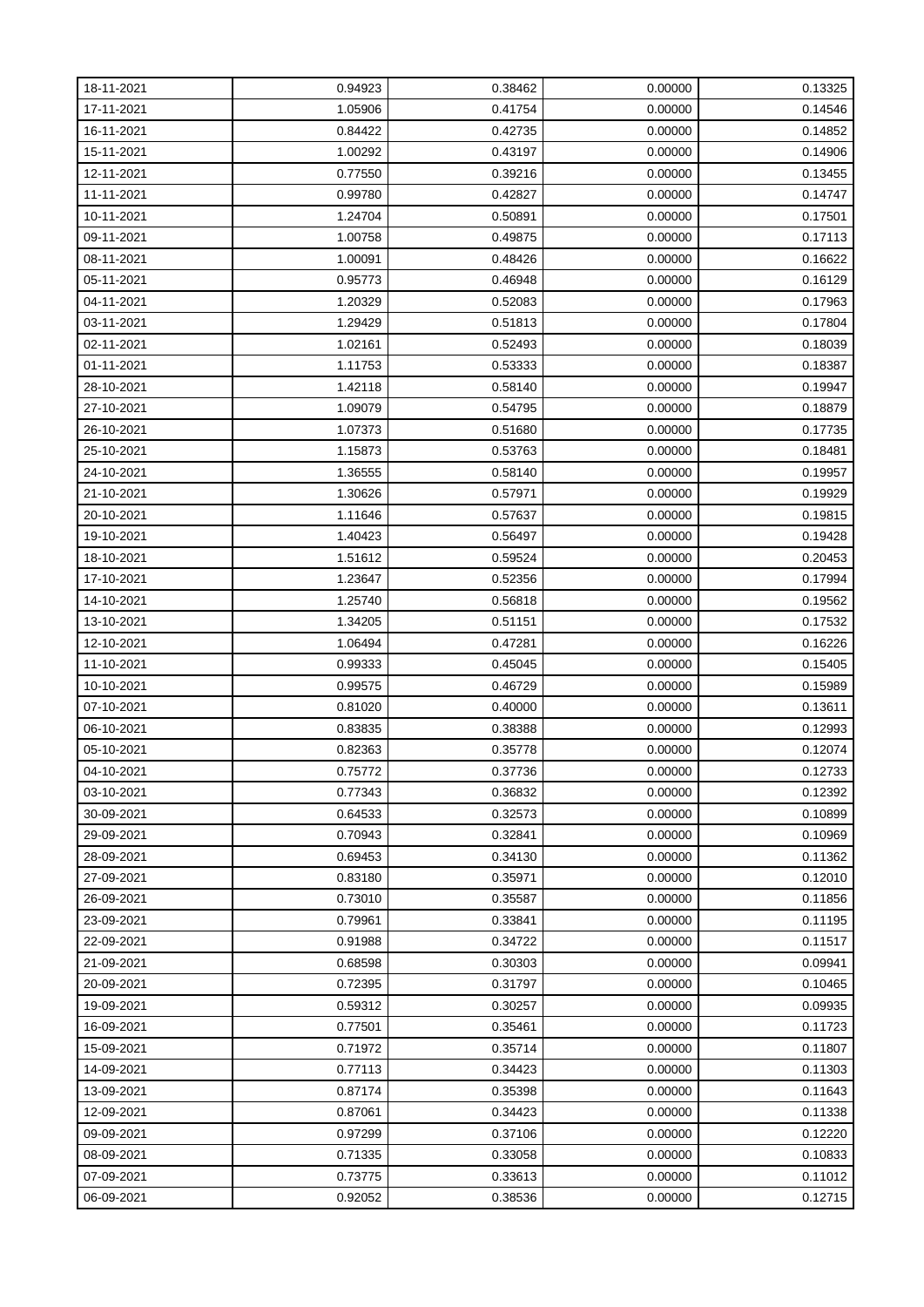| 18-11-2021 | 0.94923 | 0.38462 | 0.00000 | 0.13325 |
|---|---|---|---|---|
| 17-11-2021 | 1.05906 | 0.41754 | 0.00000 | 0.14546 |
| 16-11-2021 | 0.84422 | 0.42735 | 0.00000 | 0.14852 |
| 15-11-2021 | 1.00292 | 0.43197 | 0.00000 | 0.14906 |
| 12-11-2021 | 0.77550 | 0.39216 | 0.00000 | 0.13455 |
| 11-11-2021 | 0.99780 | 0.42827 | 0.00000 | 0.14747 |
| 10-11-2021 | 1.24704 | 0.50891 | 0.00000 | 0.17501 |
| 09-11-2021 | 1.00758 | 0.49875 | 0.00000 | 0.17113 |
| 08-11-2021 | 1.00091 | 0.48426 | 0.00000 | 0.16622 |
| 05-11-2021 | 0.95773 | 0.46948 | 0.00000 | 0.16129 |
| 04-11-2021 | 1.20329 | 0.52083 | 0.00000 | 0.17963 |
| 03-11-2021 | 1.29429 | 0.51813 | 0.00000 | 0.17804 |
| 02-11-2021 | 1.02161 | 0.52493 | 0.00000 | 0.18039 |
| 01-11-2021 | 1.11753 | 0.53333 | 0.00000 | 0.18387 |
| 28-10-2021 | 1.42118 | 0.58140 | 0.00000 | 0.19947 |
| 27-10-2021 | 1.09079 | 0.54795 | 0.00000 | 0.18879 |
| 26-10-2021 | 1.07373 | 0.51680 | 0.00000 | 0.17735 |
| 25-10-2021 | 1.15873 | 0.53763 | 0.00000 | 0.18481 |
| 24-10-2021 | 1.36555 | 0.58140 | 0.00000 | 0.19957 |
| 21-10-2021 | 1.30626 | 0.57971 | 0.00000 | 0.19929 |
| 20-10-2021 | 1.11646 | 0.57637 | 0.00000 | 0.19815 |
| 19-10-2021 | 1.40423 | 0.56497 | 0.00000 | 0.19428 |
| 18-10-2021 | 1.51612 | 0.59524 | 0.00000 | 0.20453 |
| 17-10-2021 | 1.23647 | 0.52356 | 0.00000 | 0.17994 |
| 14-10-2021 | 1.25740 | 0.56818 | 0.00000 | 0.19562 |
| 13-10-2021 | 1.34205 | 0.51151 | 0.00000 | 0.17532 |
| 12-10-2021 | 1.06494 | 0.47281 | 0.00000 | 0.16226 |
| 11-10-2021 | 0.99333 | 0.45045 | 0.00000 | 0.15405 |
| 10-10-2021 | 0.99575 | 0.46729 | 0.00000 | 0.15989 |
| 07-10-2021 | 0.81020 | 0.40000 | 0.00000 | 0.13611 |
| 06-10-2021 | 0.83835 | 0.38388 | 0.00000 | 0.12993 |
| 05-10-2021 | 0.82363 | 0.35778 | 0.00000 | 0.12074 |
| 04-10-2021 | 0.75772 | 0.37736 | 0.00000 | 0.12733 |
| 03-10-2021 | 0.77343 | 0.36832 | 0.00000 | 0.12392 |
| 30-09-2021 | 0.64533 | 0.32573 | 0.00000 | 0.10899 |
| 29-09-2021 | 0.70943 | 0.32841 | 0.00000 | 0.10969 |
| 28-09-2021 | 0.69453 | 0.34130 | 0.00000 | 0.11362 |
| 27-09-2021 | 0.83180 | 0.35971 | 0.00000 | 0.12010 |
| 26-09-2021 | 0.73010 | 0.35587 | 0.00000 | 0.11856 |
| 23-09-2021 | 0.79961 | 0.33841 | 0.00000 | 0.11195 |
| 22-09-2021 | 0.91988 | 0.34722 | 0.00000 | 0.11517 |
| 21-09-2021 | 0.68598 | 0.30303 | 0.00000 | 0.09941 |
| 20-09-2021 | 0.72395 | 0.31797 | 0.00000 | 0.10465 |
| 19-09-2021 | 0.59312 | 0.30257 | 0.00000 | 0.09935 |
| 16-09-2021 | 0.77501 | 0.35461 | 0.00000 | 0.11723 |
| 15-09-2021 | 0.71972 | 0.35714 | 0.00000 | 0.11807 |
| 14-09-2021 | 0.77113 | 0.34423 | 0.00000 | 0.11303 |
| 13-09-2021 | 0.87174 | 0.35398 | 0.00000 | 0.11643 |
| 12-09-2021 | 0.87061 | 0.34423 | 0.00000 | 0.11338 |
| 09-09-2021 | 0.97299 | 0.37106 | 0.00000 | 0.12220 |
| 08-09-2021 | 0.71335 | 0.33058 | 0.00000 | 0.10833 |
| 07-09-2021 | 0.73775 | 0.33613 | 0.00000 | 0.11012 |
| 06-09-2021 | 0.92052 | 0.38536 | 0.00000 | 0.12715 |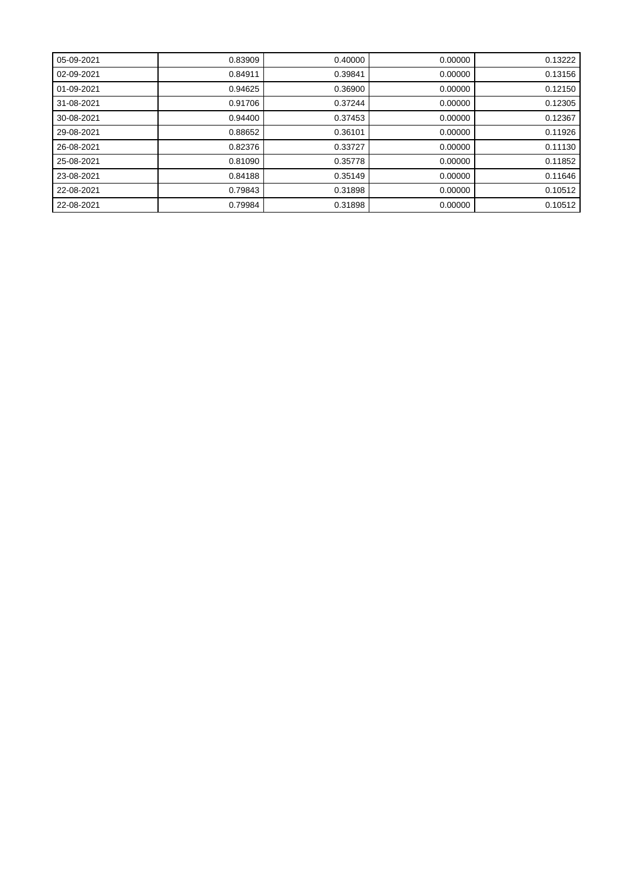| | | | | |
|---|---|---|---|---|
| 05-09-2021 | 0.83909 | 0.40000 | 0.00000 | 0.13222 |
| 02-09-2021 | 0.84911 | 0.39841 | 0.00000 | 0.13156 |
| 01-09-2021 | 0.94625 | 0.36900 | 0.00000 | 0.12150 |
| 31-08-2021 | 0.91706 | 0.37244 | 0.00000 | 0.12305 |
| 30-08-2021 | 0.94400 | 0.37453 | 0.00000 | 0.12367 |
| 29-08-2021 | 0.88652 | 0.36101 | 0.00000 | 0.11926 |
| 26-08-2021 | 0.82376 | 0.33727 | 0.00000 | 0.11130 |
| 25-08-2021 | 0.81090 | 0.35778 | 0.00000 | 0.11852 |
| 23-08-2021 | 0.84188 | 0.35149 | 0.00000 | 0.11646 |
| 22-08-2021 | 0.79843 | 0.31898 | 0.00000 | 0.10512 |
| 22-08-2021 | 0.79984 | 0.31898 | 0.00000 | 0.10512 |